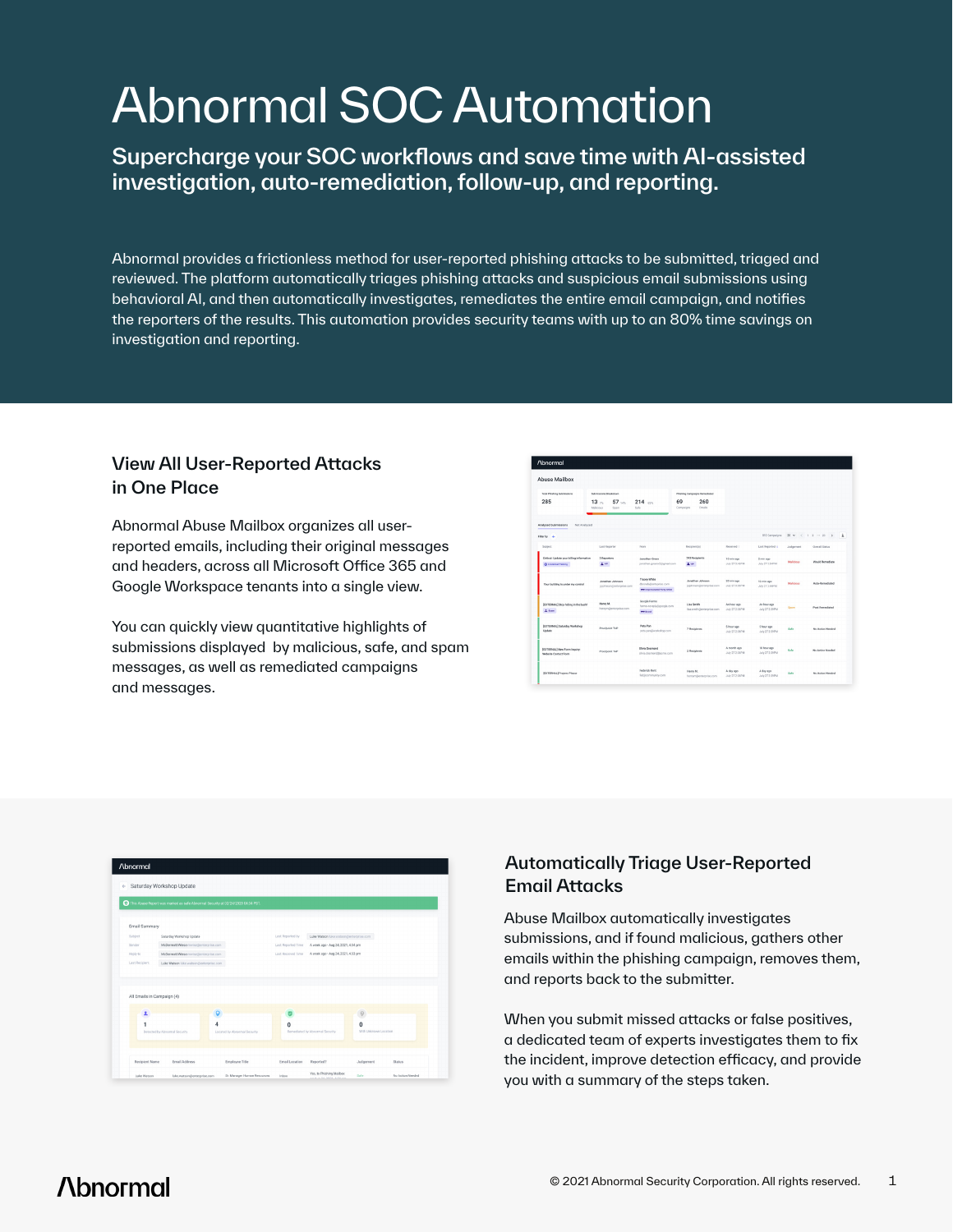# Abnormal SOC Automation

## Supercharge your SOC workflows and save time with AI-assisted investigation, auto-remediation, follow-up, and reporting.

Abnormal provides a frictionless method for user-reported phishing attacks to be submitted, triaged and reviewed. The platform automatically triages phishing attacks and suspicious email submissions using behavioral AI, and then automatically investigates, remediates the entire email campaign, and notifies the reporters of the results. This automation provides security teams with up to an 80% time savings on investigation and reporting.

### View All User-Reported Attacks in One Place

Abnormal Abuse Mailbox organizes all user-reported emails, including their original messages and headers, across all Microsoft Office 365 and Google Workspace tenants into a single view.

You can quickly view quantitative highlights of submissions displayed by malicious, safe, and spam messages, as well as remediated campaigns and messages.

### Automatically Triage User-Reported Email Attacks

Abuse Mailbox automatically investigates submissions, and if found malicious, gathers other emails within the phishing campaign, removes them, and reports back to the submitter.

When you submit missed attacks or false positives, a dedicated team of experts investigates them to fix the incident, improve detection efficacy, and provide you with a summary of the steps taken.

© 2021 Abnormal Security Corporation. All rights reserved.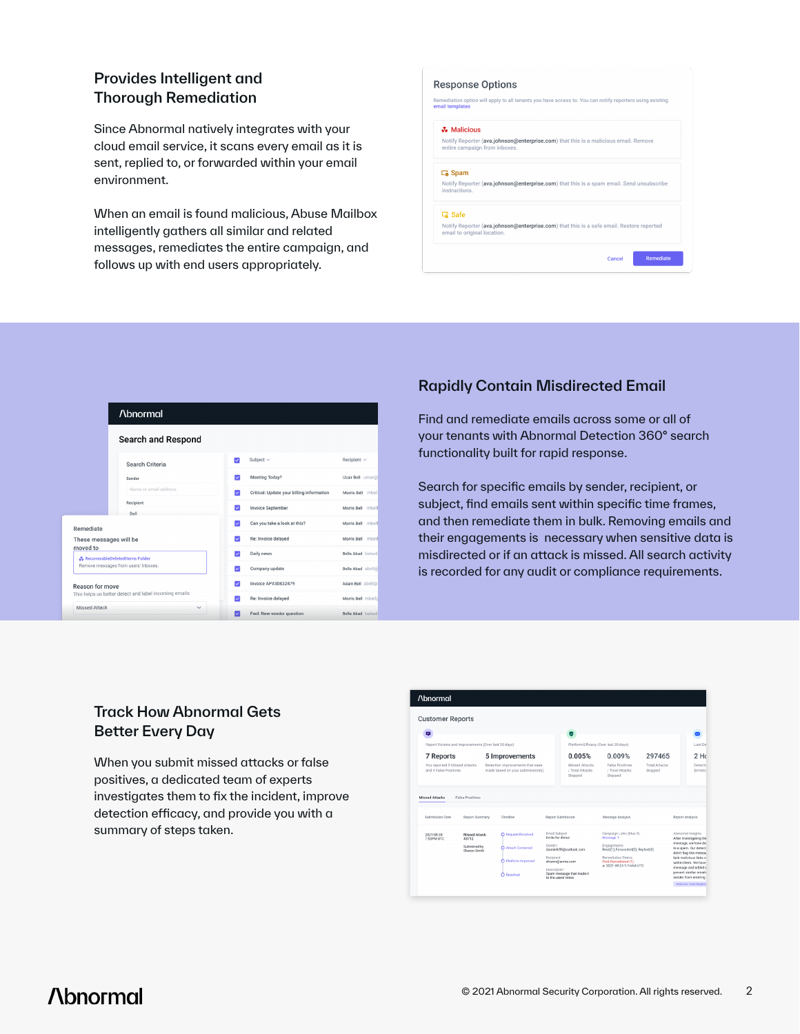## Provides Intelligent and Thorough Remediation

Since Abnormal natively integrates with your cloud email service, it scans every email as it is sent, replied to, or forwarded within your email environment.

When an email is found malicious, Abuse Mailbox intelligently gathers all similar and related messages, remediates the entire campaign, and follows up with end users appropriately.

## Rapidly Contain Misdirected Email

Find and remediate emails across some or all of your tenants with Abnormal Detection 360° search functionality built for rapid response.

Search for specific emails by sender, recipient, or subject, find emails sent within specific time frames, and then remediate them in bulk. Removing emails and their engagements is necessary when sensitive data is misdirected or if an attack is missed. All search activity is recorded for any audit or compliance requirements.

## Track How Abnormal Gets Better Every Day

When you submit missed attacks or false positives, a dedicated team of experts investigates them to fix the incident, improve detection efficacy, and provide you with a summary of steps taken.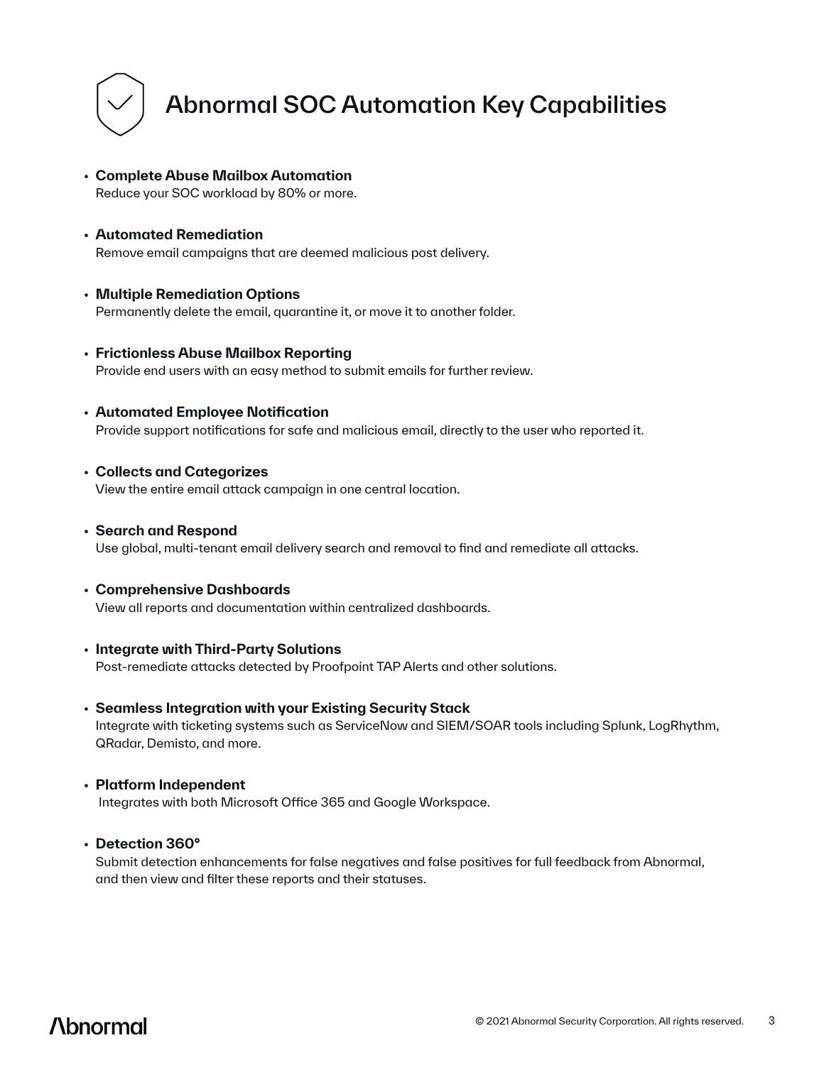# Abnormal SOC Automation Key Capabilities

- **Complete Abuse Mailbox Automation**
  Reduce your SOC workload by 80% or more.

- **Automated Remediation**
  Remove email campaigns that are deemed malicious post delivery.

- **Multiple Remediation Options**
  Permanently delete the email, quarantine it, or move it to another folder.

- **Frictionless Abuse Mailbox Reporting**
  Provide end users with an easy method to submit emails for further review.

- **Automated Employee Notification**
  Provide support notifications for safe and malicious email, directly to the user who reported it.

- **Collects and Categorizes**
  View the entire email attack campaign in one central location.

- **Search and Respond**
  Use global, multi-tenant email delivery search and removal to find and remediate all attacks.

- **Comprehensive Dashboards**
  View all reports and documentation within centralized dashboards.

- **Integrate with Third-Party Solutions**
  Post-remediate attacks detected by Proofpoint TAP Alerts and other solutions.

- **Seamless Integration with your Existing Security Stack**
  Integrate with ticketing systems such as ServiceNow and SIEM/SOAR tools including Splunk, LogRhythm, QRadar, Demisto, and more.

- **Platform Independent**
  Integrates with both Microsoft Office 365 and Google Workspace.

- **Detection 360°**
  Submit detection enhancements for false negatives and false positives for full feedback from Abnormal, and then view and filter these reports and their statuses.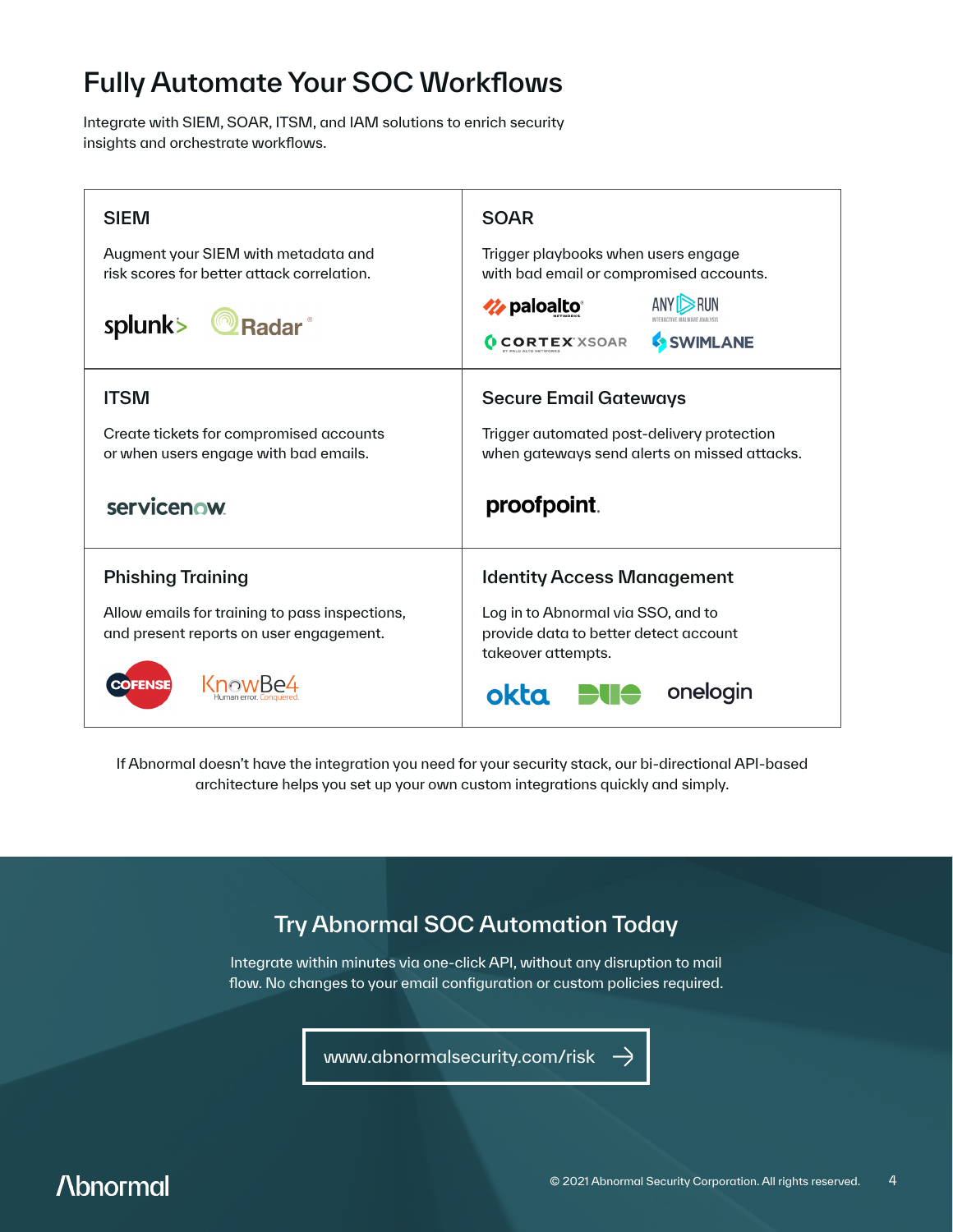# Fully Automate Your SOC Workflows

Integrate with SIEM, SOAR, ITSM, and IAM solutions to enrich security insights and orchestrate workflows.

### SIEM

Augment your SIEM with metadata and risk scores for better attack correlation.

splunk> QRadar

### SOAR

Trigger playbooks when users engage with bad email or compromised accounts.

paloalto NETWORKS ANY RUN CORTEX XSOAR SWIMLANE

### ITSM

Create tickets for compromised accounts or when users engage with bad emails.

servicenow

### Secure Email Gateways

Trigger automated post-delivery protection when gateways send alerts on missed attacks.

proofpoint.

### Phishing Training

Allow emails for training to pass inspections, and present reports on user engagement.

COFENSE KnowBe4 Human error. Conquered.

### Identity Access Management

Log in to Abnormal via SSO, and to provide data to better detect account takeover attempts.

okta DUO onelogin

If Abnormal doesn't have the integration you need for your security stack, our bi-directional API-based architecture helps you set up your own custom integrations quickly and simply.

## Try Abnormal SOC Automation Today

Integrate within minutes via one-click API, without any disruption to mail flow. No changes to your email configuration or custom policies required.

www.abnormalsecurity.com/risk →

Abnormal

© 2021 Abnormal Security Corporation. All rights reserved.